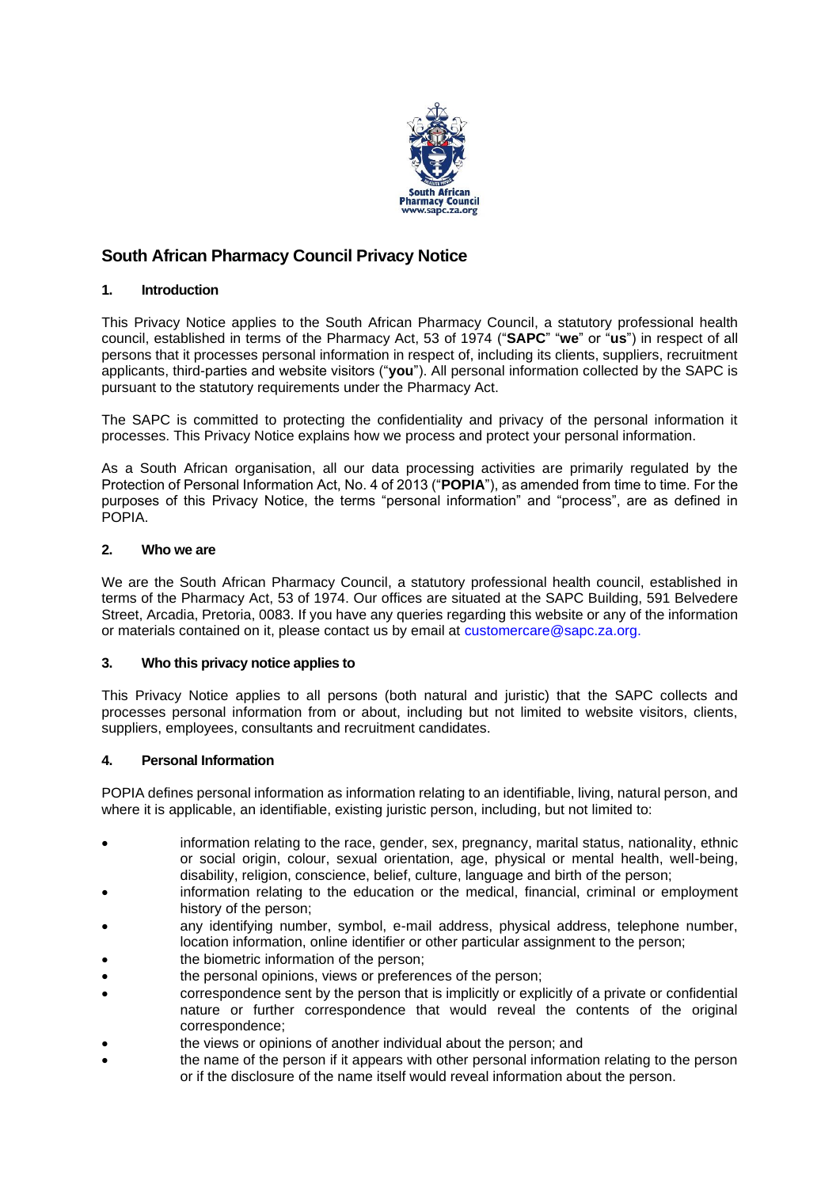# South African Pharmacy Council Privacy Notice

## 1. Introduction

This Privacy Notice applies to the South African Pharmacy Council, a statutory professional health council, established in terms of the Pharmacy Act, 53 of 1974 ("**SAPC**" "**we**" or "**us**") in respect of all persons that it processes personal information in respect of, including its clients, suppliers, recruitment applicants, third-parties and website visitors ("**you**"). All personal information collected by the SAPC is pursuant to the statutory requirements under the Pharmacy Act.

The SAPC is committed to protecting the confidentiality and privacy of the personal information it processes. This Privacy Notice explains how we process and protect your personal information.

As a South African organisation, all our data processing activities are primarily regulated by the Protection of Personal Information Act, No. 4 of 2013 ("**POPIA**"), as amended from time to time. For the purposes of this Privacy Notice, the terms "personal information" and "process", are as defined in POPIA.

## 2. Who we are

We are the South African Pharmacy Council, a statutory professional health council, established in terms of the Pharmacy Act, 53 of 1974. Our offices are situated at the SAPC Building, 591 Belvedere Street, Arcadia, Pretoria, 0083. If you have any queries regarding this website or any of the information or materials contained on it, please contact us by email at customercare@sapc.za.org.

## 3. Who this privacy notice applies to

This Privacy Notice applies to all persons (both natural and juristic) that the SAPC collects and processes personal information from or about, including but not limited to website visitors, clients, suppliers, employees, consultants and recruitment candidates.

## 4. Personal Information

POPIA defines personal information as information relating to an identifiable, living, natural person, and where it is applicable, an identifiable, existing juristic person, including, but not limited to:

- information relating to the race, gender, sex, pregnancy, marital status, nationality, ethnic or social origin, colour, sexual orientation, age, physical or mental health, well-being, disability, religion, conscience, belief, culture, language and birth of the person;
- information relating to the education or the medical, financial, criminal or employment history of the person;
- any identifying number, symbol, e-mail address, physical address, telephone number, location information, online identifier or other particular assignment to the person;
- the biometric information of the person;
- the personal opinions, views or preferences of the person;
- correspondence sent by the person that is implicitly or explicitly of a private or confidential nature or further correspondence that would reveal the contents of the original correspondence;
- the views or opinions of another individual about the person; and
- the name of the person if it appears with other personal information relating to the person or if the disclosure of the name itself would reveal information about the person.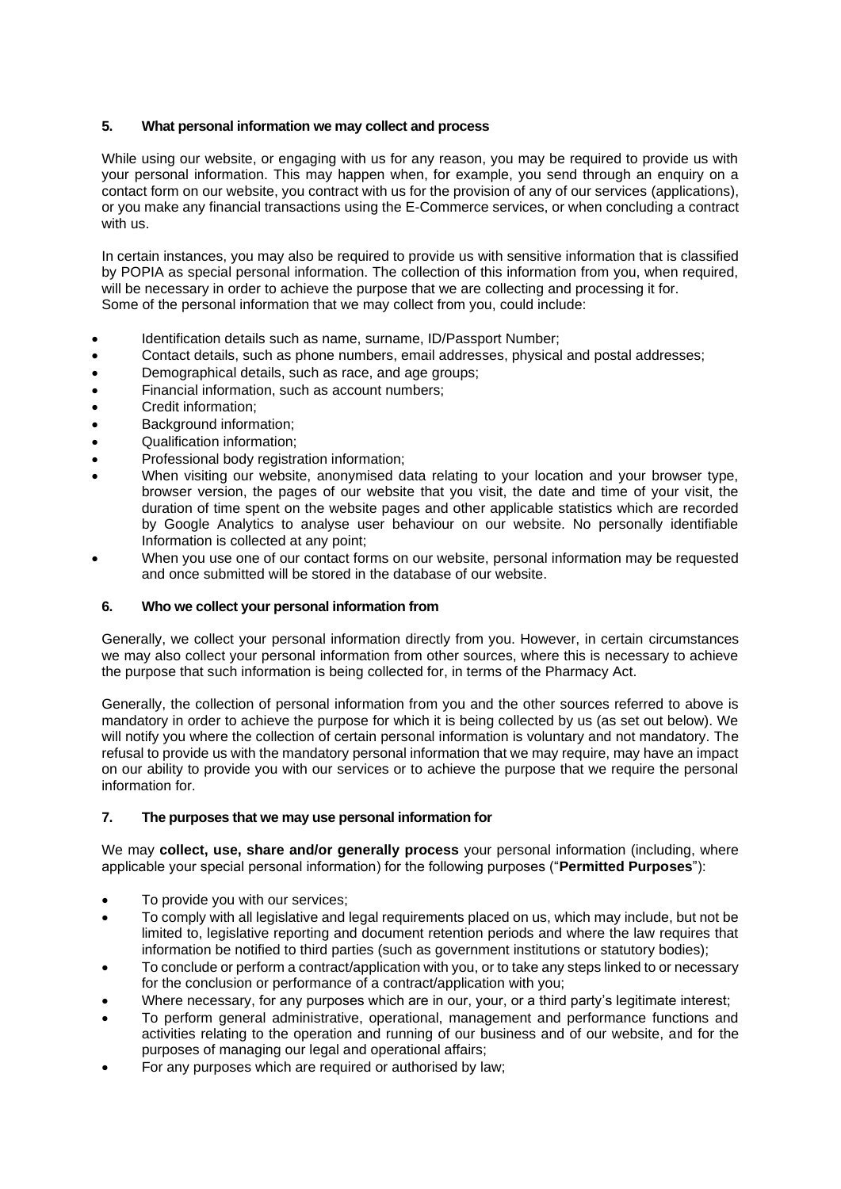## 5. What personal information we may collect and process

While using our website, or engaging with us for any reason, you may be required to provide us with your personal information. This may happen when, for example, you send through an enquiry on a contact form on our website, you contract with us for the provision of any of our services (applications), or you make any financial transactions using the E-Commerce services, or when concluding a contract with us.

In certain instances, you may also be required to provide us with sensitive information that is classified by POPIA as special personal information. The collection of this information from you, when required, will be necessary in order to achieve the purpose that we are collecting and processing it for.
Some of the personal information that we may collect from you, could include:

- Identification details such as name, surname, ID/Passport Number;
- Contact details, such as phone numbers, email addresses, physical and postal addresses;
- Demographical details, such as race, and age groups;
- Financial information, such as account numbers;
- Credit information;
- Background information;
- Qualification information;
- Professional body registration information;
- When visiting our website, anonymised data relating to your location and your browser type, browser version, the pages of our website that you visit, the date and time of your visit, the duration of time spent on the website pages and other applicable statistics which are recorded by Google Analytics to analyse user behaviour on our website. No personally identifiable Information is collected at any point;
- When you use one of our contact forms on our website, personal information may be requested and once submitted will be stored in the database of our website.

## 6. Who we collect your personal information from

Generally, we collect your personal information directly from you. However, in certain circumstances we may also collect your personal information from other sources, where this is necessary to achieve the purpose that such information is being collected for, in terms of the Pharmacy Act.

Generally, the collection of personal information from you and the other sources referred to above is mandatory in order to achieve the purpose for which it is being collected by us (as set out below). We will notify you where the collection of certain personal information is voluntary and not mandatory. The refusal to provide us with the mandatory personal information that we may require, may have an impact on our ability to provide you with our services or to achieve the purpose that we require the personal information for.

## 7. The purposes that we may use personal information for

We may **collect, use, share and/or generally process** your personal information (including, where applicable your special personal information) for the following purposes ("**Permitted Purposes**"):

- To provide you with our services;
- To comply with all legislative and legal requirements placed on us, which may include, but not be limited to, legislative reporting and document retention periods and where the law requires that information be notified to third parties (such as government institutions or statutory bodies);
- To conclude or perform a contract/application with you, or to take any steps linked to or necessary for the conclusion or performance of a contract/application with you;
- Where necessary, for any purposes which are in our, your, or a third party's legitimate interest;
- To perform general administrative, operational, management and performance functions and activities relating to the operation and running of our business and of our website, and for the purposes of managing our legal and operational affairs;
- For any purposes which are required or authorised by law;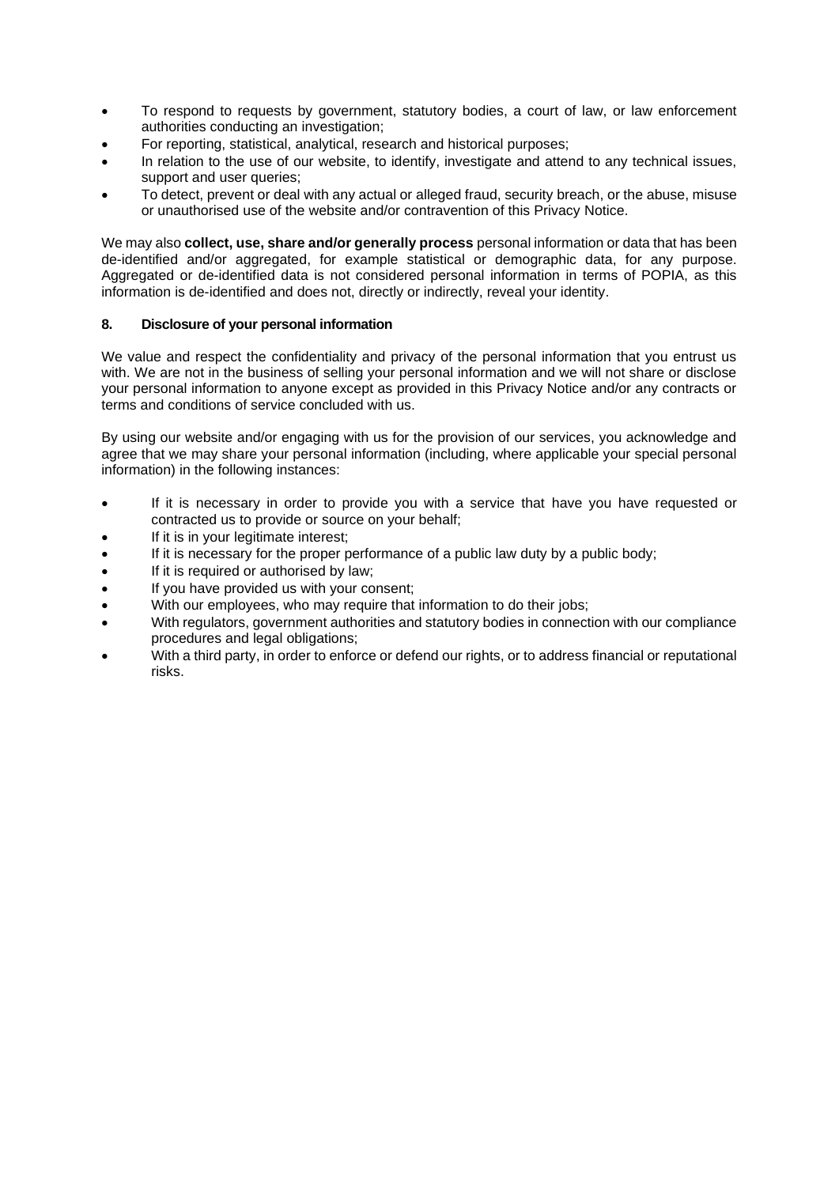- To respond to requests by government, statutory bodies, a court of law, or law enforcement authorities conducting an investigation;
- For reporting, statistical, analytical, research and historical purposes;
- In relation to the use of our website, to identify, investigate and attend to any technical issues, support and user queries;
- To detect, prevent or deal with any actual or alleged fraud, security breach, or the abuse, misuse or unauthorised use of the website and/or contravention of this Privacy Notice.

We may also **collect, use, share and/or generally process** personal information or data that has been de-identified and/or aggregated, for example statistical or demographic data, for any purpose. Aggregated or de-identified data is not considered personal information in terms of POPIA, as this information is de-identified and does not, directly or indirectly, reveal your identity.

**8. Disclosure of your personal information**

We value and respect the confidentiality and privacy of the personal information that you entrust us with. We are not in the business of selling your personal information and we will not share or disclose your personal information to anyone except as provided in this Privacy Notice and/or any contracts or terms and conditions of service concluded with us.

By using our website and/or engaging with us for the provision of our services, you acknowledge and agree that we may share your personal information (including, where applicable your special personal information) in the following instances:

- If it is necessary in order to provide you with a service that have you have requested or contracted us to provide or source on your behalf;
- If it is in your legitimate interest;
- If it is necessary for the proper performance of a public law duty by a public body;
- If it is required or authorised by law;
- If you have provided us with your consent;
- With our employees, who may require that information to do their jobs;
- With regulators, government authorities and statutory bodies in connection with our compliance procedures and legal obligations;
- With a third party, in order to enforce or defend our rights, or to address financial or reputational risks.